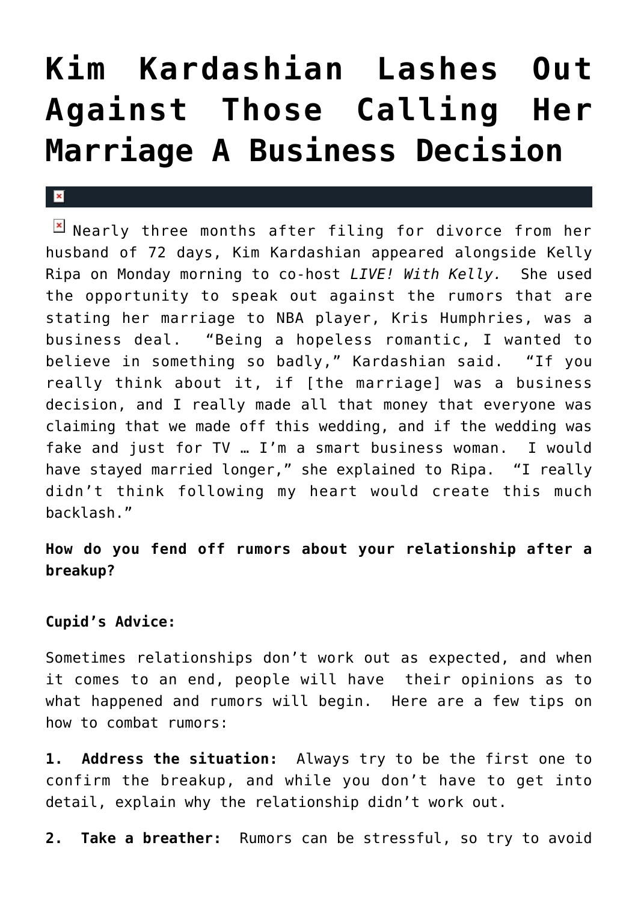# Kim Kardashian Lashes Out Against Those Calling Her Marriage A Business Decision

Nearly three months after filing for divorce from her husband of 72 days, Kim Kardashian appeared alongside Kelly Ripa on Monday morning to co-host *LIVE! With Kelly.* She used the opportunity to speak out against the rumors that are stating her marriage to NBA player, Kris Humphries, was a business deal. "Being a hopeless romantic, I wanted to believe in something so badly," Kardashian said. "If you really think about it, if [the marriage] was a business decision, and I really made all that money that everyone was claiming that we made off this wedding, and if the wedding was fake and just for TV … I'm a smart business woman. I would have stayed married longer," she explained to Ripa. "I really didn't think following my heart would create this much backlash."

**How do you fend off rumors about your relationship after a breakup?**

**Cupid's Advice:**

Sometimes relationships don't work out as expected, and when it comes to an end, people will have their opinions as to what happened and rumors will begin. Here are a few tips on how to combat rumors:

**1. Address the situation:** Always try to be the first one to confirm the breakup, and while you don't have to get into detail, explain why the relationship didn't work out.

**2. Take a breather:** Rumors can be stressful, so try to avoid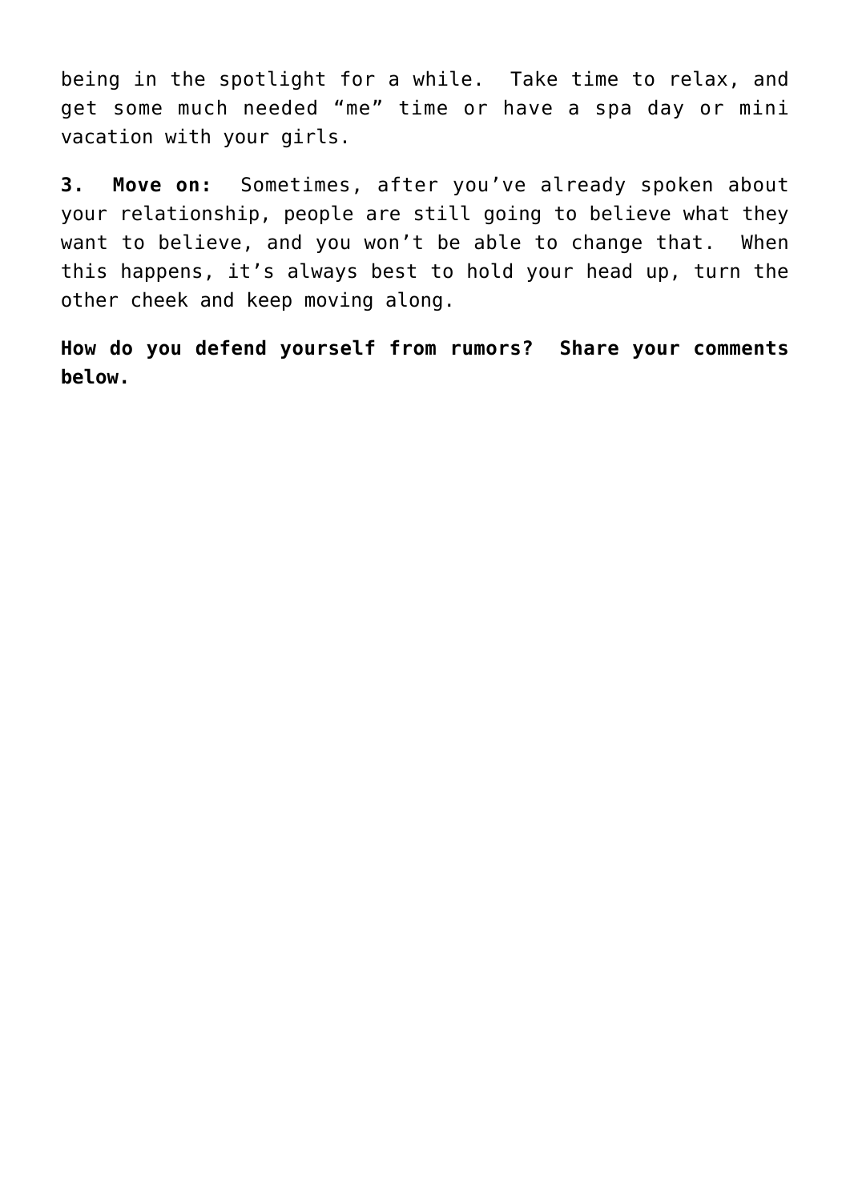being in the spotlight for a while.  Take time to relax, and get some much needed "me" time or have a spa day or mini vacation with your girls.

**3. Move on:** Sometimes, after you've already spoken about your relationship, people are still going to believe what they want to believe, and you won't be able to change that.  When this happens, it's always best to hold your head up, turn the other cheek and keep moving along.

**How do you defend yourself from rumors?  Share your comments below.**